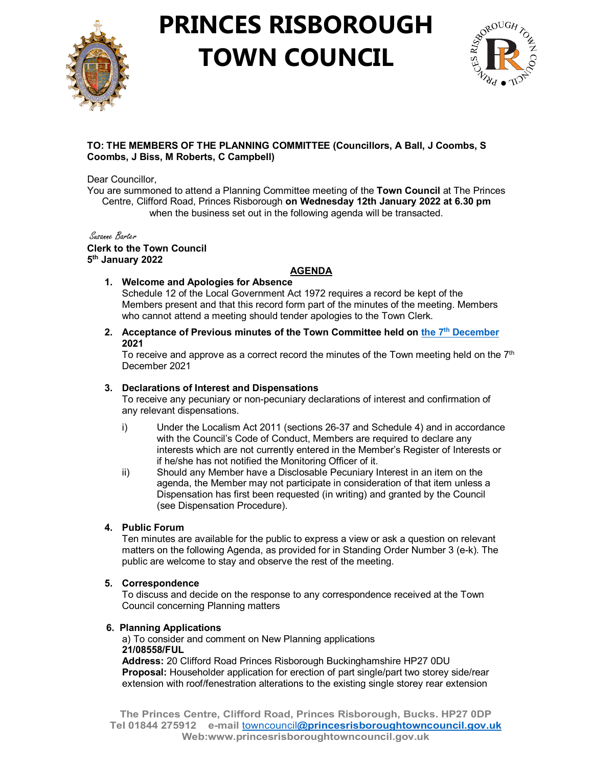# PRINCES RISBOROUGH TOWN COUNCIL

**TO: THE MEMBERS OF THE PLANNING COMMITTEE (Councillors, A Ball, J Coombs, S Coombs, J Biss, M Roberts, C Campbell)**

Dear Councillor,

You are summoned to attend a Planning Committee meeting of the **Town Council** at The Princes Centre, Clifford Road, Princes Risborough **on Wednesday 12th January 2022 at 6.30 pm** when the business set out in the following agenda will be transacted.

*Susanne Barter*

**Clerk to the Town Council**
**5th January 2022**

## AGENDA

1. **Welcome and Apologies for Absence**
   Schedule 12 of the Local Government Act 1972 requires a record be kept of the Members present and that this record form part of the minutes of the meeting. Members who cannot attend a meeting should tender apologies to the Town Clerk.

2. **Acceptance of Previous minutes of the Town Committee held on the 7th December 2021**
   To receive and approve as a correct record the minutes of the Town meeting held on the 7th December 2021

3. **Declarations of Interest and Dispensations**
   To receive any pecuniary or non-pecuniary declarations of interest and confirmation of any relevant dispensations.
   
   i) Under the Localism Act 2011 (sections 26-37 and Schedule 4) and in accordance with the Council's Code of Conduct, Members are required to declare any interests which are not currently entered in the Member's Register of Interests or if he/she has not notified the Monitoring Officer of it.
   
   ii) Should any Member have a Disclosable Pecuniary Interest in an item on the agenda, the Member may not participate in consideration of that item unless a Dispensation has first been requested (in writing) and granted by the Council (see Dispensation Procedure).

4. **Public Forum**
   Ten minutes are available for the public to express a view or ask a question on relevant matters on the following Agenda, as provided for in Standing Order Number 3 (e-k). The public are welcome to stay and observe the rest of the meeting.

5. **Correspondence**
   To discuss and decide on the response to any correspondence received at the Town Council concerning Planning matters

6. **Planning Applications**
   a) To consider and comment on New Planning applications
   
   **21/08558/FUL**
   **Address:** 20 Clifford Road Princes Risborough Buckinghamshire HP27 0DU
   **Proposal:** Householder application for erection of part single/part two storey side/rear extension with roof/fenestration alterations to the existing single storey rear extension

**The Princes Centre, Clifford Road, Princes Risborough, Bucks. HP27 0DP**
**Tel 01844 275912 e-mail** towncouncil**@princesrisboroughtowncouncil.gov.uk**
**Web:www.princesrisboroughtowncouncil.gov.uk**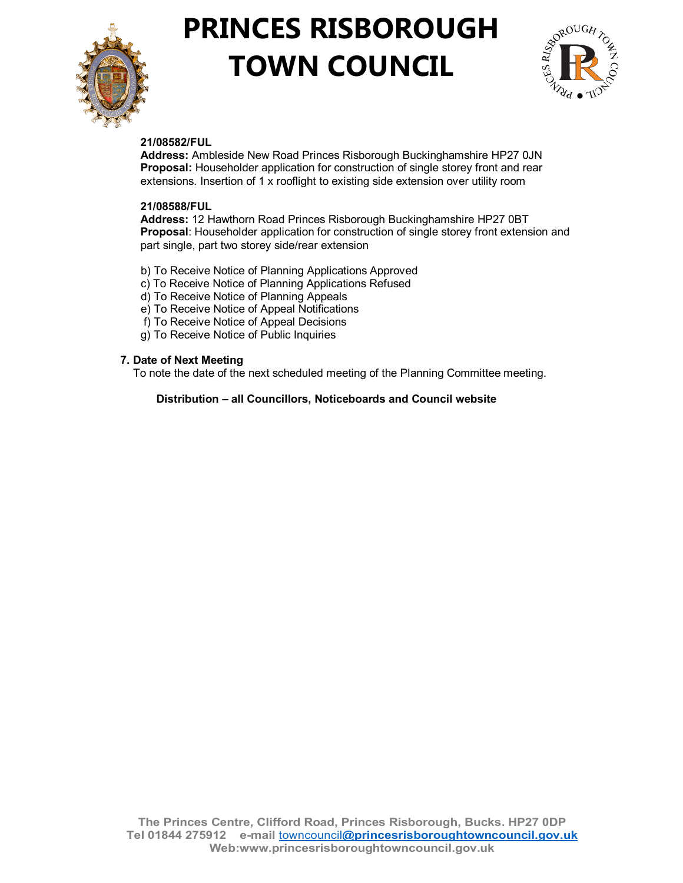**21/08582/FUL**
**Address:** Ambleside New Road Princes Risborough Buckinghamshire HP27 0JN
**Proposal:** Householder application for construction of single storey front and rear extensions. Insertion of 1 x rooflight to existing side extension over utility room

**21/08588/FUL**
**Address:** 12 Hawthorn Road Princes Risborough Buckinghamshire HP27 0BT
**Proposal**: Householder application for construction of single storey front extension and part single, part two storey side/rear extension

b) To Receive Notice of Planning Applications Approved
c) To Receive Notice of Planning Applications Refused
d) To Receive Notice of Planning Appeals
e) To Receive Notice of Appeal Notifications
f) To Receive Notice of Appeal Decisions
g) To Receive Notice of Public Inquiries

**7. Date of Next Meeting**
To note the date of the next scheduled meeting of the Planning Committee meeting.

**Distribution – all Councillors, Noticeboards and Council website**